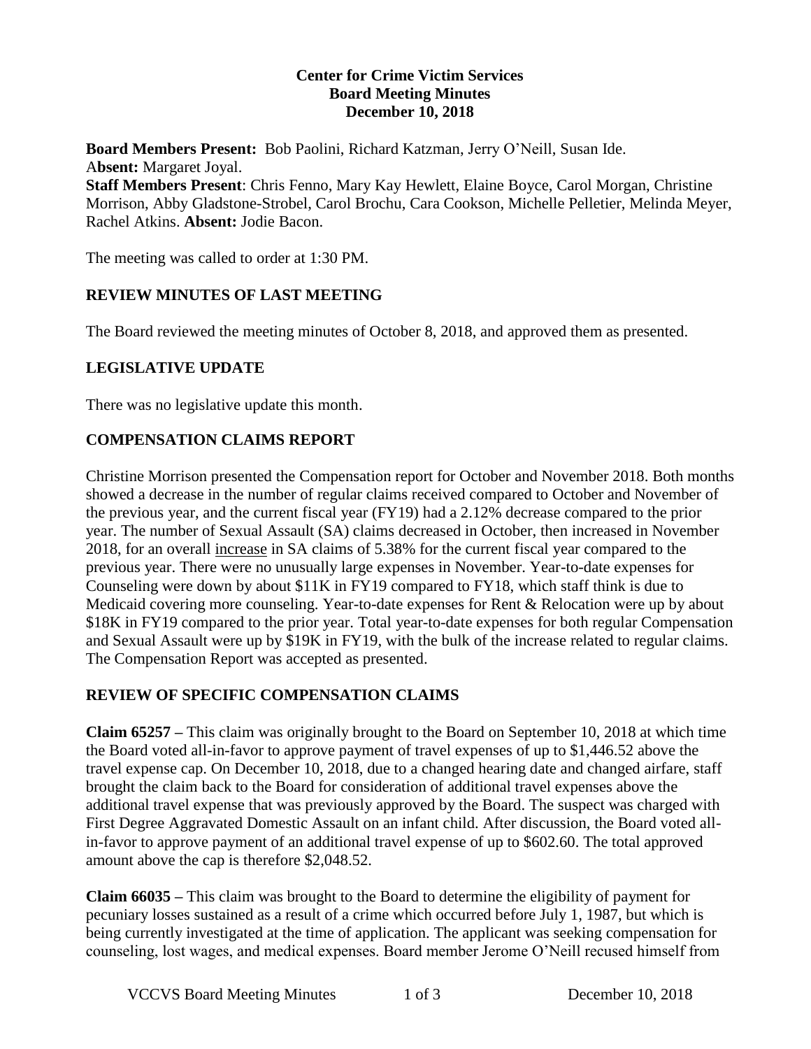**Center for Crime Victim Services**
**Board Meeting Minutes**
**December 10, 2018**

**Board Members Present:** Bob Paolini, Richard Katzman, Jerry O'Neill, Susan Ide.
A**bsent:** Margaret Joyal.
**Staff Members Present**: Chris Fenno, Mary Kay Hewlett, Elaine Boyce, Carol Morgan, Christine Morrison, Abby Gladstone-Strobel, Carol Brochu, Cara Cookson, Michelle Pelletier, Melinda Meyer, Rachel Atkins. **Absent:** Jodie Bacon.

The meeting was called to order at 1:30 PM.

## REVIEW MINUTES OF LAST MEETING

The Board reviewed the meeting minutes of October 8, 2018, and approved them as presented.

## LEGISLATIVE UPDATE

There was no legislative update this month.

## COMPENSATION CLAIMS REPORT

Christine Morrison presented the Compensation report for October and November 2018. Both months showed a decrease in the number of regular claims received compared to October and November of the previous year, and the current fiscal year (FY19) had a 2.12% decrease compared to the prior year. The number of Sexual Assault (SA) claims decreased in October, then increased in November 2018, for an overall <u>increase</u> in SA claims of 5.38% for the current fiscal year compared to the previous year. There were no unusually large expenses in November. Year-to-date expenses for Counseling were down by about $11K in FY19 compared to FY18, which staff think is due to Medicaid covering more counseling. Year-to-date expenses for Rent & Relocation were up by about $18K in FY19 compared to the prior year. Total year-to-date expenses for both regular Compensation and Sexual Assault were up by $19K in FY19, with the bulk of the increase related to regular claims. The Compensation Report was accepted as presented.

## REVIEW OF SPECIFIC COMPENSATION CLAIMS

**Claim 65257 –** This claim was originally brought to the Board on September 10, 2018 at which time the Board voted all-in-favor to approve payment of travel expenses of up to $1,446.52 above the travel expense cap. On December 10, 2018, due to a changed hearing date and changed airfare, staff brought the claim back to the Board for consideration of additional travel expenses above the additional travel expense that was previously approved by the Board. The suspect was charged with First Degree Aggravated Domestic Assault on an infant child. After discussion, the Board voted all-in-favor to approve payment of an additional travel expense of up to $602.60. The total approved amount above the cap is therefore $2,048.52.

**Claim 66035 –** This claim was brought to the Board to determine the eligibility of payment for pecuniary losses sustained as a result of a crime which occurred before July 1, 1987, but which is being currently investigated at the time of application. The applicant was seeking compensation for counseling, lost wages, and medical expenses. Board member Jerome O'Neill recused himself from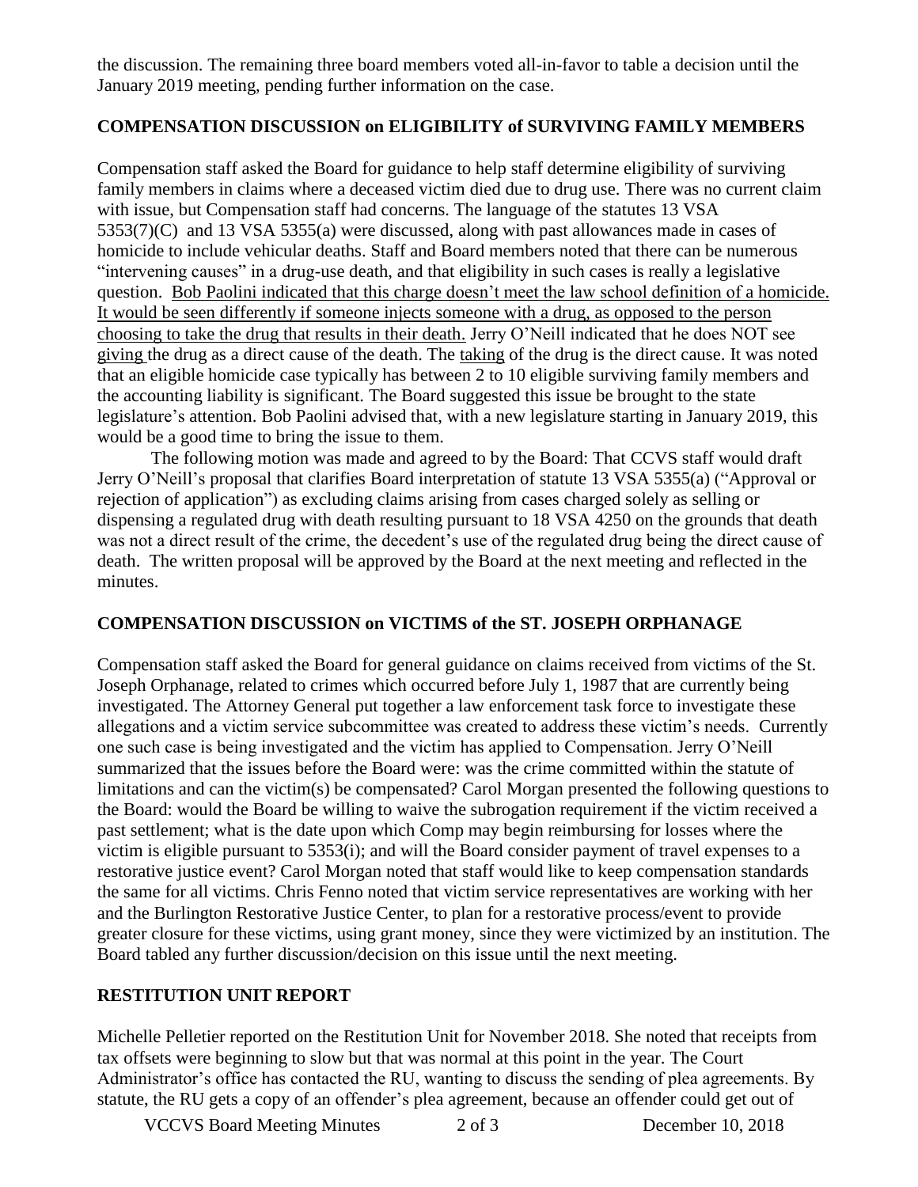the discussion. The remaining three board members voted all-in-favor to table a decision until the January 2019 meeting, pending further information on the case.

## COMPENSATION DISCUSSION on ELIGIBILITY of SURVIVING FAMILY MEMBERS

Compensation staff asked the Board for guidance to help staff determine eligibility of surviving family members in claims where a deceased victim died due to drug use. There was no current claim with issue, but Compensation staff had concerns. The language of the statutes 13 VSA 5353(7)(C) and 13 VSA 5355(a) were discussed, along with past allowances made in cases of homicide to include vehicular deaths. Staff and Board members noted that there can be numerous "intervening causes" in a drug-use death, and that eligibility in such cases is really a legislative question. <u>Bob Paolini indicated that this charge doesn't meet the law school definition of a homicide. It would be seen differently if someone injects someone with a drug, as opposed to the person choosing to take the drug that results in their death.</u> Jerry O'Neill indicated that he does NOT see <u>giving</u> the drug as a direct cause of the death. The <u>taking</u> of the drug is the direct cause. It was noted that an eligible homicide case typically has between 2 to 10 eligible surviving family members and the accounting liability is significant. The Board suggested this issue be brought to the state legislature's attention. Bob Paolini advised that, with a new legislature starting in January 2019, this would be a good time to bring the issue to them.

The following motion was made and agreed to by the Board: That CCVS staff would draft Jerry O'Neill's proposal that clarifies Board interpretation of statute 13 VSA 5355(a) ("Approval or rejection of application") as excluding claims arising from cases charged solely as selling or dispensing a regulated drug with death resulting pursuant to 18 VSA 4250 on the grounds that death was not a direct result of the crime, the decedent's use of the regulated drug being the direct cause of death. The written proposal will be approved by the Board at the next meeting and reflected in the minutes.

## COMPENSATION DISCUSSION on VICTIMS of the ST. JOSEPH ORPHANAGE

Compensation staff asked the Board for general guidance on claims received from victims of the St. Joseph Orphanage, related to crimes which occurred before July 1, 1987 that are currently being investigated. The Attorney General put together a law enforcement task force to investigate these allegations and a victim service subcommittee was created to address these victim's needs. Currently one such case is being investigated and the victim has applied to Compensation. Jerry O'Neill summarized that the issues before the Board were: was the crime committed within the statute of limitations and can the victim(s) be compensated? Carol Morgan presented the following questions to the Board: would the Board be willing to waive the subrogation requirement if the victim received a past settlement; what is the date upon which Comp may begin reimbursing for losses where the victim is eligible pursuant to 5353(i); and will the Board consider payment of travel expenses to a restorative justice event? Carol Morgan noted that staff would like to keep compensation standards the same for all victims. Chris Fenno noted that victim service representatives are working with her and the Burlington Restorative Justice Center, to plan for a restorative process/event to provide greater closure for these victims, using grant money, since they were victimized by an institution. The Board tabled any further discussion/decision on this issue until the next meeting.

## RESTITUTION UNIT REPORT

Michelle Pelletier reported on the Restitution Unit for November 2018. She noted that receipts from tax offsets were beginning to slow but that was normal at this point in the year. The Court Administrator's office has contacted the RU, wanting to discuss the sending of plea agreements. By statute, the RU gets a copy of an offender's plea agreement, because an offender could get out of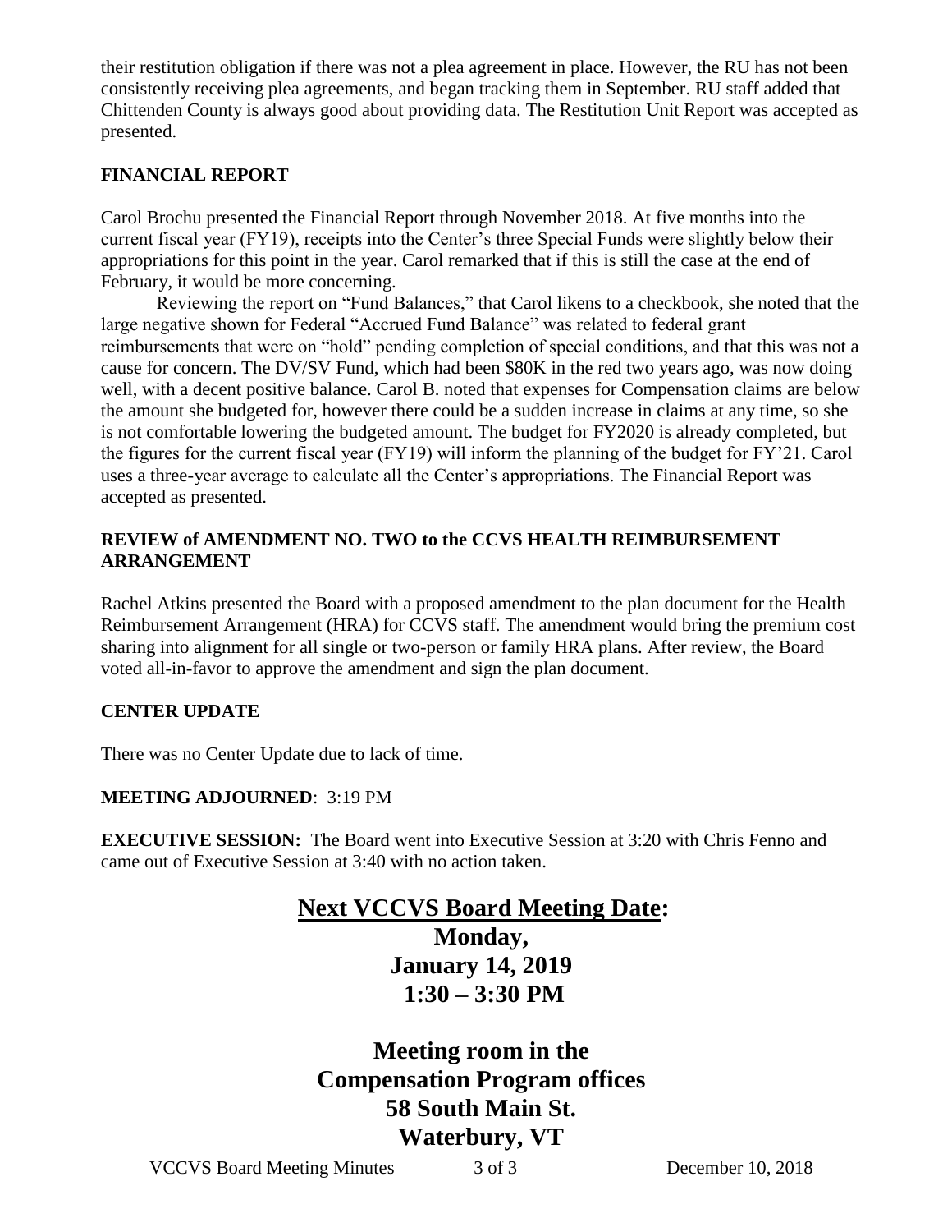their restitution obligation if there was not a plea agreement in place. However, the RU has not been consistently receiving plea agreements, and began tracking them in September. RU staff added that Chittenden County is always good about providing data. The Restitution Unit Report was accepted as presented.

## FINANCIAL REPORT

Carol Brochu presented the Financial Report through November 2018. At five months into the current fiscal year (FY19), receipts into the Center's three Special Funds were slightly below their appropriations for this point in the year. Carol remarked that if this is still the case at the end of February, it would be more concerning.

Reviewing the report on "Fund Balances," that Carol likens to a checkbook, she noted that the large negative shown for Federal "Accrued Fund Balance" was related to federal grant reimbursements that were on "hold" pending completion of special conditions, and that this was not a cause for concern. The DV/SV Fund, which had been $80K in the red two years ago, was now doing well, with a decent positive balance. Carol B. noted that expenses for Compensation claims are below the amount she budgeted for, however there could be a sudden increase in claims at any time, so she is not comfortable lowering the budgeted amount. The budget for FY2020 is already completed, but the figures for the current fiscal year (FY19) will inform the planning of the budget for FY'21. Carol uses a three-year average to calculate all the Center's appropriations. The Financial Report was accepted as presented.

## REVIEW of AMENDMENT NO. TWO to the CCVS HEALTH REIMBURSEMENT ARRANGEMENT

Rachel Atkins presented the Board with a proposed amendment to the plan document for the Health Reimbursement Arrangement (HRA) for CCVS staff. The amendment would bring the premium cost sharing into alignment for all single or two-person or family HRA plans. After review, the Board voted all-in-favor to approve the amendment and sign the plan document.

## CENTER UPDATE

There was no Center Update due to lack of time.

**MEETING ADJOURNED**: 3:19 PM

**EXECUTIVE SESSION:** The Board went into Executive Session at 3:20 with Chris Fenno and came out of Executive Session at 3:40 with no action taken.

**Next VCCVS Board Meeting Date:**
**Monday,**
**January 14, 2019**
**1:30 – 3:30 PM**

**Meeting room in the**
**Compensation Program offices**
**58 South Main St.**
**Waterbury, VT**